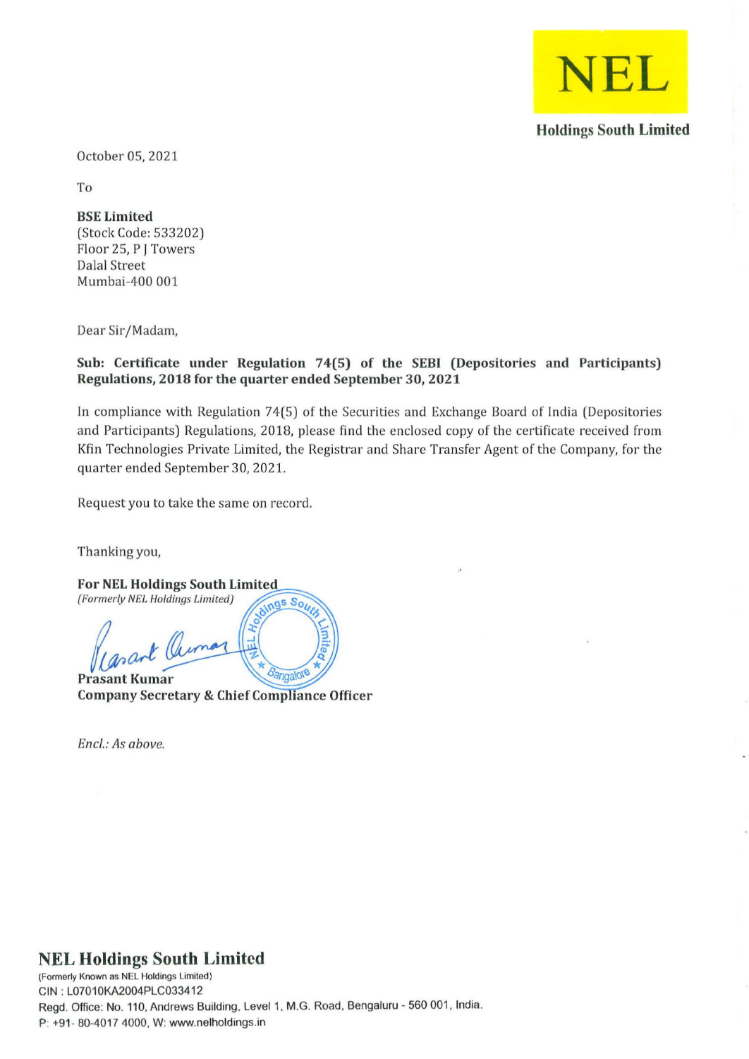**NEL**

**Holdings South Limited**

October 05, 2021

To

**BSE Limited**
(Stock Code: 533202)
Floor 25, P J Towers
Dalal Street
Mumbai-400 001

Dear Sir/Madam,

**Sub: Certificate under Regulation 74(5) of the SEBI (Depositories and Participants) Regulations, 2018 for the quarter ended September 30, 2021**

In compliance with Regulation 74(5) of the Securities and Exchange Board of India (Depositories and Participants) Regulations, 2018, please find the enclosed copy of the certificate received from Kfin Technologies Private Limited, the Registrar and Share Transfer Agent of the Company, for the quarter ended September 30, 2021.

Request you to take the same on record.

Thanking you,

**For NEL Holdings South Limited**
*(Formerly NEL Holdings Limited)*

**Prasant Kumar**
**Company Secretary & Chief Compliance Officer**

*Encl.: As above.*

**NEL Holdings South Limited**
(Formerly Known as NEL Holdings Limited)
CIN : L07010KA2004PLC033412
Regd. Office: No. 110, Andrews Building, Level 1, M.G. Road, Bengaluru - 560 001, India.
P: +91- 80-4017 4000, W: www.nelholdings.in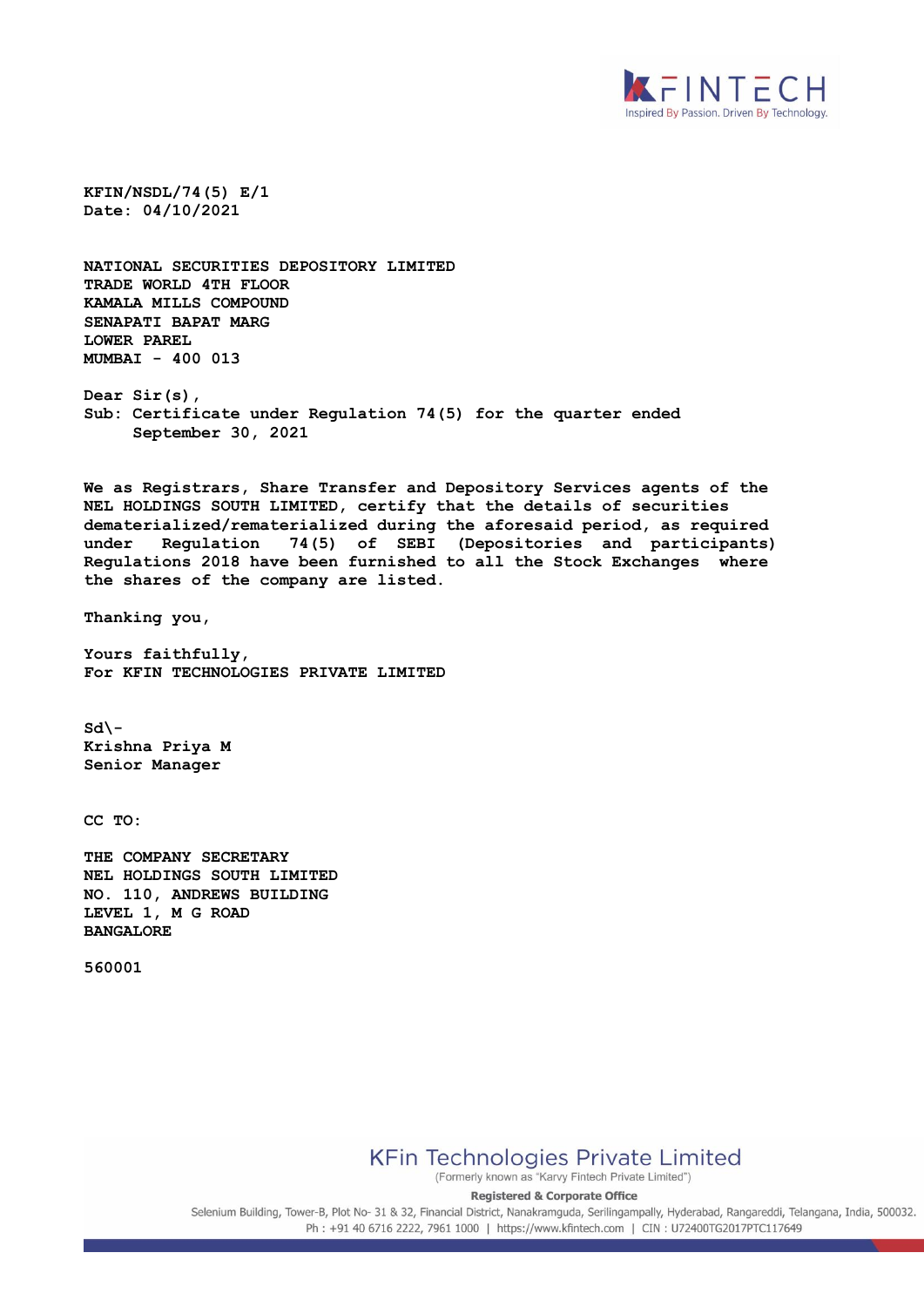KFIN/NSDL/74(5) E/1
Date: 04/10/2021

NATIONAL SECURITIES DEPOSITORY LIMITED
TRADE WORLD 4TH FLOOR
KAMALA MILLS COMPOUND
SENAPATI BAPAT MARG
LOWER PAREL
MUMBAI - 400 013

Dear Sir(s),
Sub: Certificate under Regulation 74(5) for the quarter ended September 30, 2021

We as Registrars, Share Transfer and Depository Services agents of the NEL HOLDINGS SOUTH LIMITED, certify that the details of securities dematerialized/rematerialized during the aforesaid period, as required under Regulation 74(5) of SEBI (Depositories and participants) Regulations 2018 have been furnished to all the Stock Exchanges where the shares of the company are listed.

Thanking you,

Yours faithfully,
For KFIN TECHNOLOGIES PRIVATE LIMITED

Sd\-
Krishna Priya M
Senior Manager

CC TO:

THE COMPANY SECRETARY
NEL HOLDINGS SOUTH LIMITED
NO. 110, ANDREWS BUILDING
LEVEL 1, M G ROAD
BANGALORE

560001

KFin Technologies Private Limited
(Formerly known as "Karvy Fintech Private Limited")
Registered & Corporate Office
Selenium Building, Tower-B, Plot No- 31 & 32, Financial District, Nanakramguda, Serilingampally, Hyderabad, Rangareddi, Telangana, India, 500032.
Ph : +91 40 6716 2222, 7961 1000 | https://www.kfintech.com | CIN : U72400TG2017PTC117649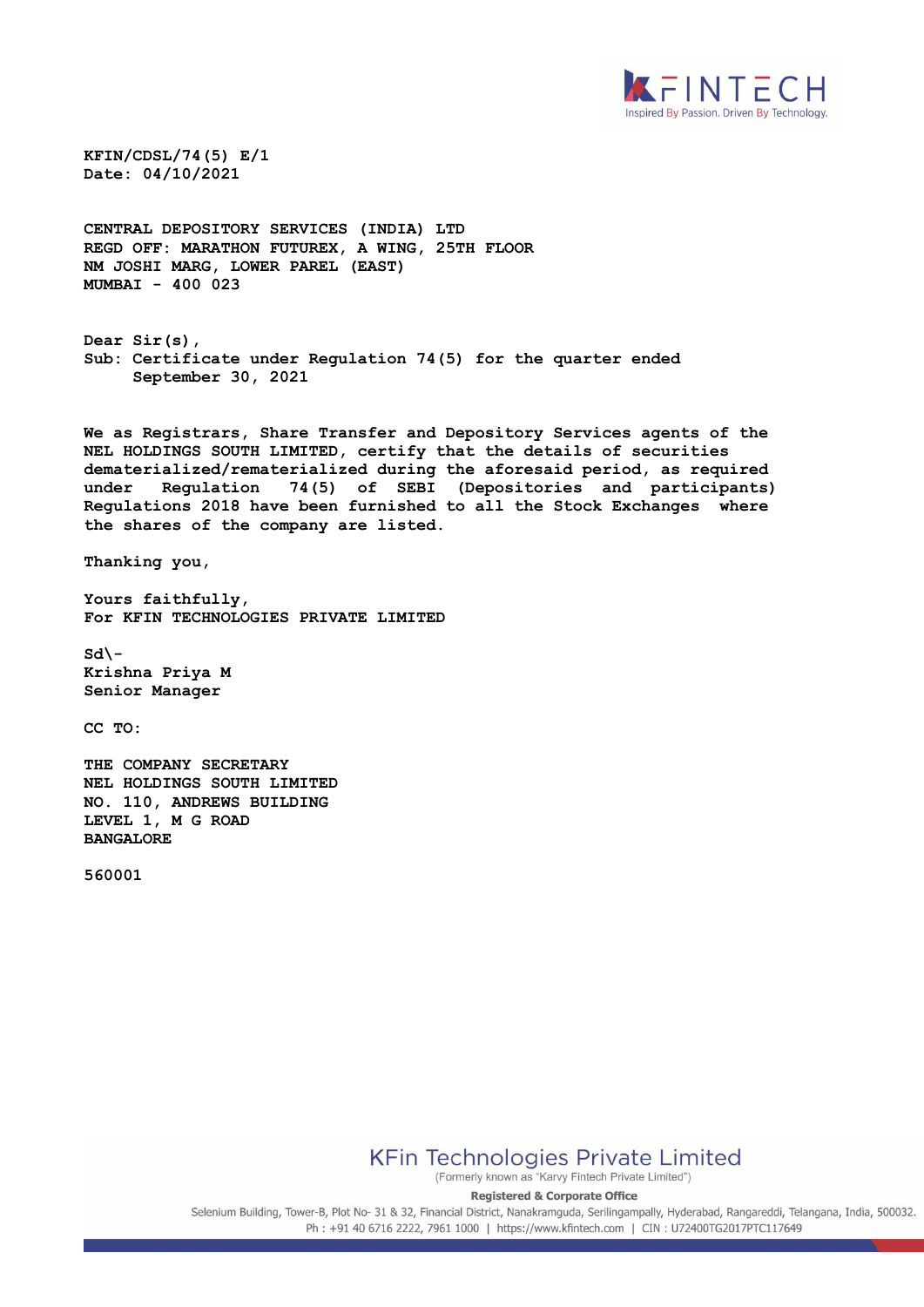KFIN/CDSL/74(5) E/1
Date: 04/10/2021

CENTRAL DEPOSITORY SERVICES (INDIA) LTD
REGD OFF: MARATHON FUTUREX, A WING, 25TH FLOOR
NM JOSHI MARG, LOWER PAREL (EAST)
MUMBAI - 400 023

Dear Sir(s),
Sub: Certificate under Regulation 74(5) for the quarter ended September 30, 2021

We as Registrars, Share Transfer and Depository Services agents of the NEL HOLDINGS SOUTH LIMITED, certify that the details of securities dematerialized/rematerialized during the aforesaid period, as required under Regulation 74(5) of SEBI (Depositories and participants) Regulations 2018 have been furnished to all the Stock Exchanges where the shares of the company are listed.

Thanking you,

Yours faithfully,
For KFIN TECHNOLOGIES PRIVATE LIMITED

Sd\-
Krishna Priya M
Senior Manager

CC TO:

THE COMPANY SECRETARY
NEL HOLDINGS SOUTH LIMITED
NO. 110, ANDREWS BUILDING
LEVEL 1, M G ROAD
BANGALORE

560001

KFin Technologies Private Limited
(Formerly known as "Karvy Fintech Private Limited")

Registered & Corporate Office
Selenium Building, Tower-B, Plot No- 31 & 32, Financial District, Nanakramguda, Serilingampally, Hyderabad, Rangareddi, Telangana, India, 500032.
Ph : +91 40 6716 2222, 7961 1000 | https://www.kfintech.com | CIN : U72400TG2017PTC117649